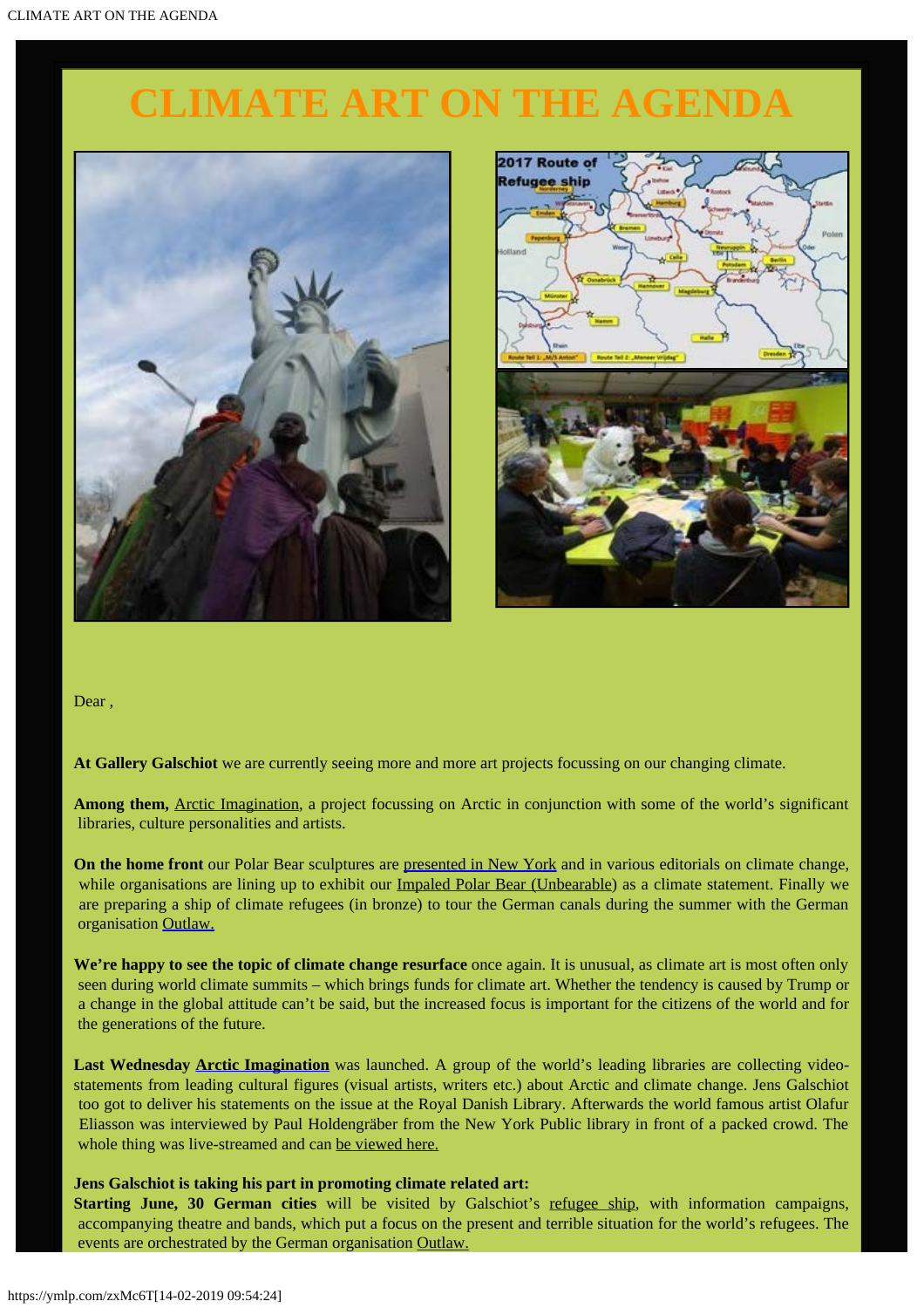# CLIMATE ART ON THE AGENDA

Dear ,

**At Gallery Galschiot** we are currently seeing more and more art projects focussing on our changing climate.

**Among them,** Arctic Imagination, a project focussing on Arctic in conjunction with some of the world's significant libraries, culture personalities and artists.

**On the home front** our Polar Bear sculptures are presented in New York and in various editorials on climate change, while organisations are lining up to exhibit our Impaled Polar Bear (Unbearable) as a climate statement. Finally we are preparing a ship of climate refugees (in bronze) to tour the German canals during the summer with the German organisation Outlaw.

**We're happy to see the topic of climate change resurface** once again. It is unusual, as climate art is most often only seen during world climate summits – which brings funds for climate art. Whether the tendency is caused by Trump or a change in the global attitude can't be said, but the increased focus is important for the citizens of the world and for the generations of the future.

**Last Wednesday Arctic Imagination** was launched. A group of the world's leading libraries are collecting video-statements from leading cultural figures (visual artists, writers etc.) about Arctic and climate change. Jens Galschiot too got to deliver his statements on the issue at the Royal Danish Library. Afterwards the world famous artist Olafur Eliasson was interviewed by Paul Holdengräber from the New York Public library in front of a packed crowd. The whole thing was live-streamed and can be viewed here.

**Jens Galschiot is taking his part in promoting climate related art:**
**Starting June, 30 German cities** will be visited by Galschiot's refugee ship, with information campaigns, accompanying theatre and bands, which put a focus on the present and terrible situation for the world's refugees. The events are orchestrated by the German organisation Outlaw.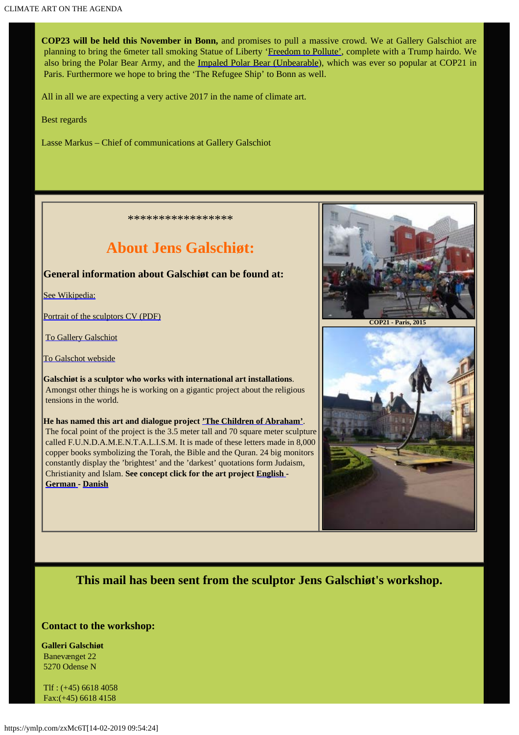**COP23 will be held this November in Bonn,** and promises to pull a massive crowd. We at Gallery Galschiot are planning to bring the 6meter tall smoking Statue of Liberty 'Freedom to Pollute', complete with a Trump hairdo. We also bring the Polar Bear Army, and the Impaled Polar Bear (Unbearable), which was ever so popular at COP21 in Paris. Furthermore we hope to bring the 'The Refugee Ship' to Bonn as well.

All in all we are expecting a very active 2017 in the name of climate art.

Best regards

Lasse Markus – Chief of communications at Gallery Galschiot

*****************

## About Jens Galschiøt:

### General information about Galschiøt can be found at:

See Wikipedia:

Portrait of the sculptors CV (PDF)

To Gallery Galschiot

To Galschot webside

**Galschiøt is a sculptor who works with international art installations**. Amongst other things he is working on a gigantic project about the religious tensions in the world.

**He has named this art and dialogue project 'The Children of Abraham'**. The focal point of the project is the 3.5 meter tall and 70 square meter sculpture called F.U.N.D.A.M.E.N.T.A.L.I.S.M. It is made of these letters made in 8,000 copper books symbolizing the Torah, the Bible and the Quran. 24 big monitors constantly display the 'brightest' and the 'darkest' quotations form Judaism, Christianity and Islam. **See concept click for the art project English - German - Danish**

COP21 - Paris, 2015

### This mail has been sent from the sculptor Jens Galschiøt's workshop.

**Contact to the workshop:**

**Galleri Galschiøt**
Banevænget 22
5270 Odense N

Tlf : (+45) 6618 4058
Fax:(+45) 6618 4158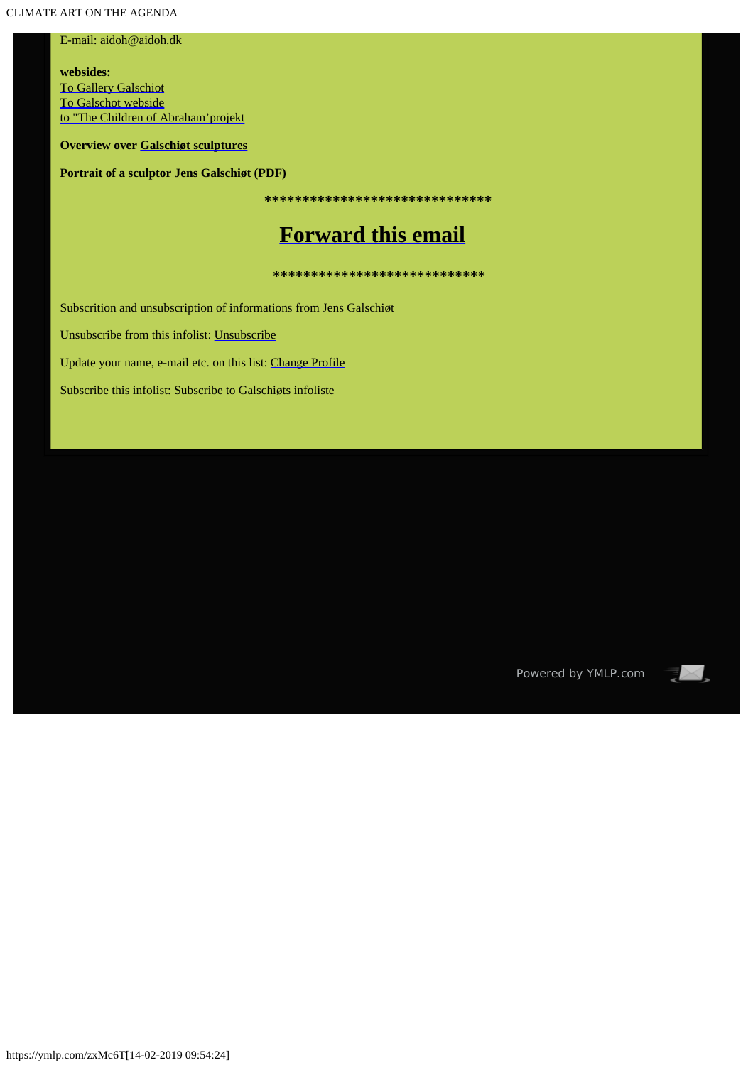E-mail: aidoh@aidoh.dk

**websides:**
To Gallery Galschiot
To Galschot webside
to "The Children of Abraham'projekt

**Overview over Galschiøt sculptures**

**Portrait of a sculptor Jens Galschiøt (PDF)**

******************************

# Forward this email

****************************

Subscrition and unsubscription of informations from Jens Galschiøt

Unsubscribe from this infolist: Unsubscribe

Update your name, e-mail etc. on this list: Change Profile

Subscribe this infolist: Subscribe to Galschiøts infoliste

Powered by YMLP.com